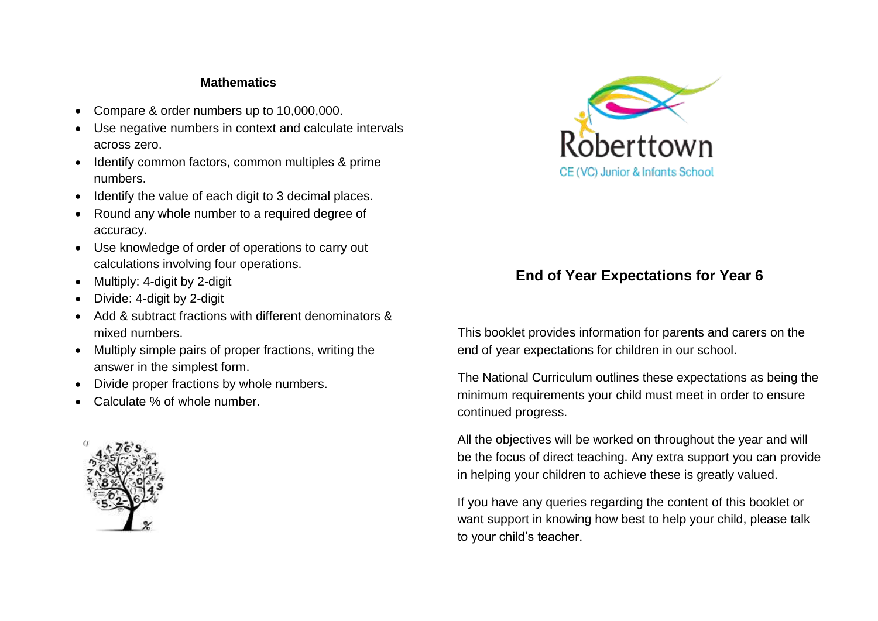## Mathematics

- Compare & order numbers up to 10,000,000.
- Use negative numbers in context and calculate intervals across zero.
- Identify common factors, common multiples & prime numbers.
- Identify the value of each digit to 3 decimal places.
- Round any whole number to a required degree of accuracy.
- Use knowledge of order of operations to carry out calculations involving four operations.
- Multiply: 4-digit by 2-digit
- Divide: 4-digit by 2-digit
- Add & subtract fractions with different denominators & mixed numbers.
- Multiply simple pairs of proper fractions, writing the answer in the simplest form.
- Divide proper fractions by whole numbers.
- Calculate % of whole number.

Roberttown

CE (VC) Junior & Infants School

# End of Year Expectations for Year 6

This booklet provides information for parents and carers on the end of year expectations for children in our school.

The National Curriculum outlines these expectations as being the minimum requirements your child must meet in order to ensure continued progress.

All the objectives will be worked on throughout the year and will be the focus of direct teaching. Any extra support you can provide in helping your children to achieve these is greatly valued.

If you have any queries regarding the content of this booklet or want support in knowing how best to help your child, please talk to your child's teacher.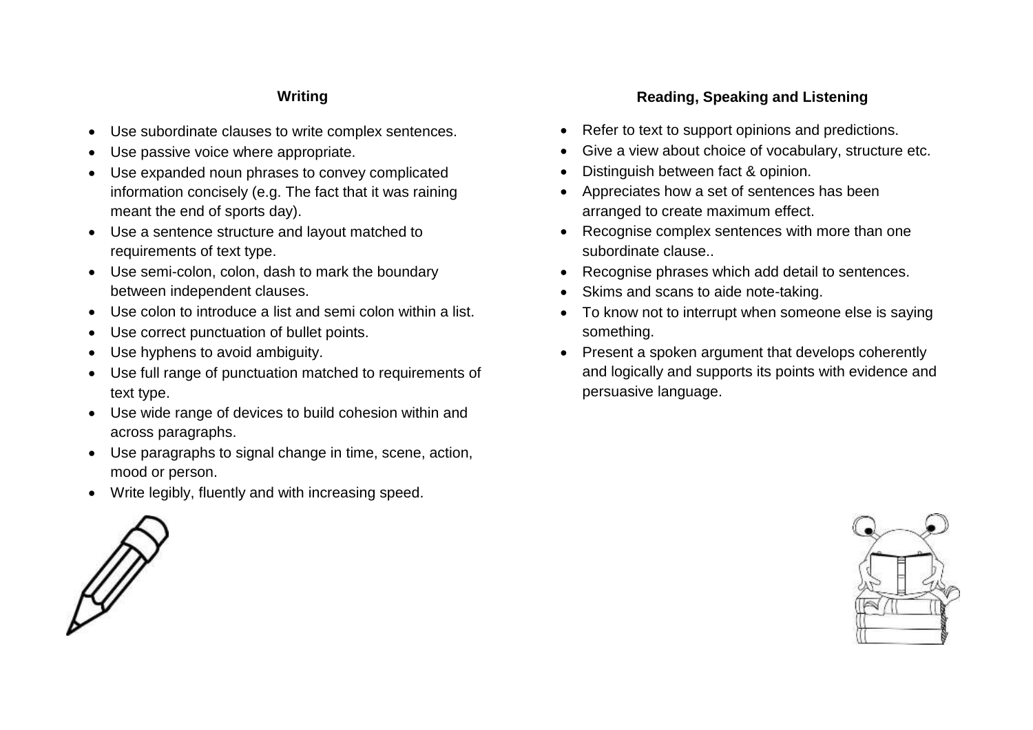## Writing

- Use subordinate clauses to write complex sentences.
- Use passive voice where appropriate.
- Use expanded noun phrases to convey complicated information concisely (e.g. The fact that it was raining meant the end of sports day).
- Use a sentence structure and layout matched to requirements of text type.
- Use semi-colon, colon, dash to mark the boundary between independent clauses.
- Use colon to introduce a list and semi colon within a list.
- Use correct punctuation of bullet points.
- Use hyphens to avoid ambiguity.
- Use full range of punctuation matched to requirements of text type.
- Use wide range of devices to build cohesion within and across paragraphs.
- Use paragraphs to signal change in time, scene, action, mood or person.
- Write legibly, fluently and with increasing speed.

## Reading, Speaking and Listening

- Refer to text to support opinions and predictions.
- Give a view about choice of vocabulary, structure etc.
- Distinguish between fact & opinion.
- Appreciates how a set of sentences has been arranged to create maximum effect.
- Recognise complex sentences with more than one subordinate clause..
- Recognise phrases which add detail to sentences.
- Skims and scans to aide note-taking.
- To know not to interrupt when someone else is saying something.
- Present a spoken argument that develops coherently and logically and supports its points with evidence and persuasive language.